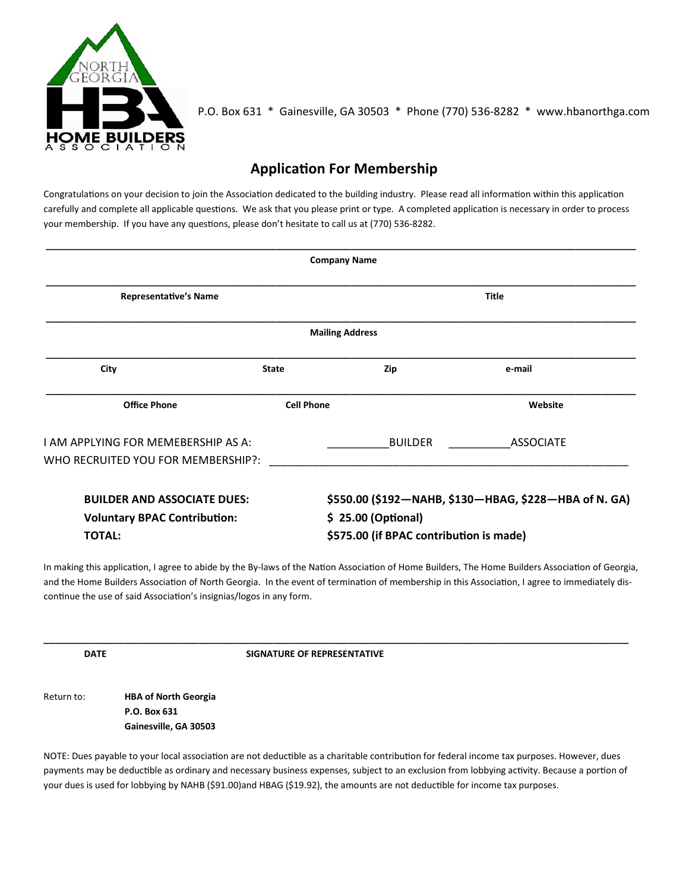NORTH GEORGIA HBA HOME BUILDERS ASSOCIATION

P.O. Box 631 * Gainesville, GA 30503 * Phone (770) 536-8282 * www.hbanorthga.com

## Application For Membership

Congratulations on your decision to join the Association dedicated to the building industry. Please read all information within this application carefully and complete all applicable questions. We ask that you please print or type. A completed application is necessary in order to process your membership. If you have any questions, please don't hesitate to call us at (770) 536-8282.

___________________________________________________________________________

**Company Name**

___________________________________________________________________________

**Representative's Name** **Title**

___________________________________________________________________________

**Mailing Address**

___________________________________________________________________________

**City** **State** **Zip** **e-mail**

___________________________________________________________________________

**Office Phone** **Cell Phone** **Website**

I AM APPLYING FOR MEMEBERSHIP AS A: __________BUILDER __________ASSOCIATE

WHO RECRUITED YOU FOR MEMBERSHIP?: _____________________________________________

| | |
|---|---|
| **BUILDER AND ASSOCIATE DUES:** | **$550.00 ($192—NAHB, $130—HBAG, $228—HBA of N. GA)** |
| **Voluntary BPAC Contribution:** | **$ 25.00 (Optional)** |
| **TOTAL:** | **$575.00 (if BPAC contribution is made)** |

In making this application, I agree to abide by the By-laws of the Nation Association of Home Builders, The Home Builders Association of Georgia, and the Home Builders Association of North Georgia. In the event of termination of membership in this Association, I agree to immediately discontinue the use of said Association's insignias/logos in any form.

___________________________________________________________________________

**DATE** **SIGNATURE OF REPRESENTATIVE**

Return to:
**HBA of North Georgia**
**P.O. Box 631**
**Gainesville, GA 30503**

NOTE: Dues payable to your local association are not deductible as a charitable contribution for federal income tax purposes. However, dues payments may be deductible as ordinary and necessary business expenses, subject to an exclusion from lobbying activity. Because a portion of your dues is used for lobbying by NAHB ($91.00)and HBAG ($19.92), the amounts are not deductible for income tax purposes.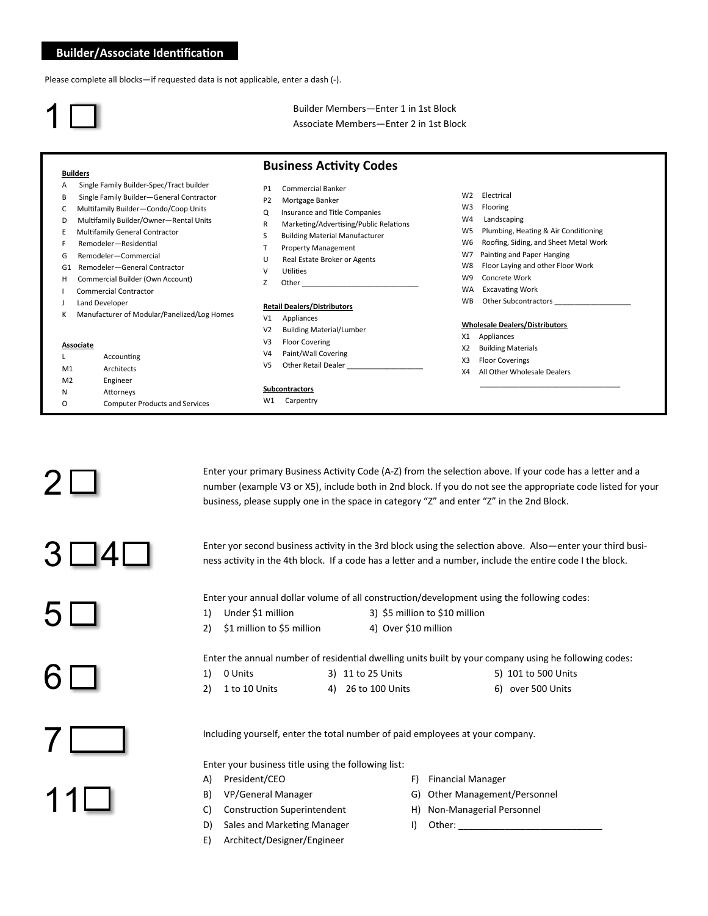## Builder/Associate Identification

Please complete all blocks—if requested data is not applicable, enter a dash (-).

**1** ☐

Builder Members—Enter 1 in 1st Block
Associate Members—Enter 2 in 1st Block

### Business Activity Codes

**Builders**

- A Single Family Builder-Spec/Tract builder
- B Single Family Builder—General Contractor
- C Multifamily Builder—Condo/Coop Units
- D Multifamily Builder/Owner—Rental Units
- E Multifamily General Contractor
- F Remodeler—Residential
- G Remodeler—Commercial
- G1 Remodeler—General Contractor
- H Commercial Builder (Own Account)
- I Commercial Contractor
- J Land Developer
- K Manufacturer of Modular/Panelized/Log Homes

**Associate**

- L Accounting
- M1 Architects
- M2 Engineer
- N Attorneys
- O Computer Products and Services
- P1 Commercial Banker
- P2 Mortgage Banker
- Q Insurance and Title Companies
- R Marketing/Advertising/Public Relations
- S Building Material Manufacturer
- T Property Management
- U Real Estate Broker or Agents
- V Utilities
- Z Other ____________________________

**Retail Dealers/Distributors**

- V1 Appliances
- V2 Building Material/Lumber
- V3 Floor Covering
- V4 Paint/Wall Covering
- V5 Other Retail Dealer __________________

**Subcontractors**

- W1 Carpentry
- W2 Electrical
- W3 Flooring
- W4 Landscaping
- W5 Plumbing, Heating & Air Conditioning
- W6 Roofing, Siding, and Sheet Metal Work
- W7 Painting and Paper Hanging
- W8 Floor Laying and other Floor Work
- W9 Concrete Work
- WA Excavating Work
- WB Other Subcontractors __________________

**Wholesale Dealers/Distributors**

- X1 Appliances
- X2 Building Materials
- X3 Floor Coverings
- X4 All Other Wholesale Dealers

__________________________________

**2** ☐

Enter your primary Business Activity Code (A-Z) from the selection above. If your code has a letter and a number (example V3 or X5), include both in 2nd block. If you do not see the appropriate code listed for your business, please supply one in the space in category "Z" and enter "Z" in the 2nd Block.

**3** ☐ **4** ☐

Enter yor second business activity in the 3rd block using the selection above. Also—enter your third business activity in the 4th block. If a code has a letter and a number, include the entire code I the block.

**5** ☐

Enter your annual dollar volume of all construction/development using the following codes:

1) Under $1 million
2) $1 million to $5 million
3) $5 million to $10 million
4) Over $10 million

**6** ☐

Enter the annual number of residential dwelling units built by your company using he following codes:

1) 0 Units
2) 1 to 10 Units
3) 11 to 25 Units
4) 26 to 100 Units
5) 101 to 500 Units
6) over 500 Units

**7** ☐

Including yourself, enter the total number of paid employees at your company.

**11** ☐

Enter your business title using the following list:

- A) President/CEO
- B) VP/General Manager
- C) Construction Superintendent
- D) Sales and Marketing Manager
- E) Architect/Designer/Engineer
- F) Financial Manager
- G) Other Management/Personnel
- H) Non-Managerial Personnel
- I) Other: ___________________________